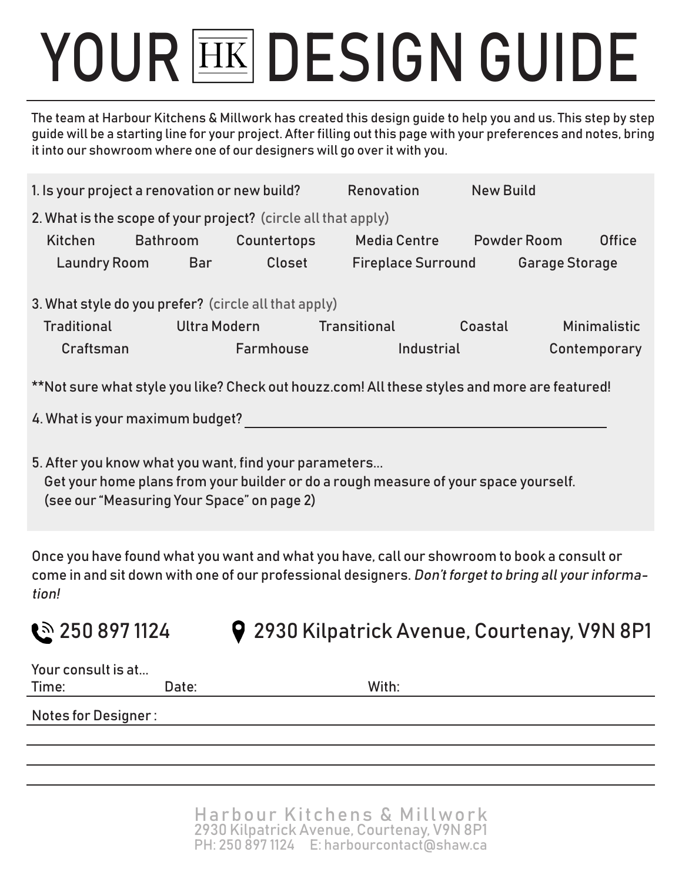# YOUR HK DESIGN GUIDE

The team at Harbour Kitchens & Millwork has created this design guide to help you and us. This step by step guide will be a starting line for your project. After filling out this page with your preferences and notes, bring it into our showroom where one of our designers will go over it with you.

1. Is your project a renovation or new build? Renovation New Build

2. What is the scope of your project? (circle all that apply)

   Kitchen Bathroom Countertops Media Centre Powder Room Office
   Laundry Room Bar Closet Fireplace Surround Garage Storage

3. What style do you prefer? (circle all that apply)

   Traditional Ultra Modern Transitional Coastal Minimalistic
   Craftsman Farmhouse Industrial Contemporary

**Not sure what style you like? Check out houzz.com! All these styles and more are featured!

4. What is your maximum budget? ______________________________

5. After you know what you want, find your parameters...
   Get your home plans from your builder or do a rough measure of your space yourself.
   (see our "Measuring Your Space" on page 2)

Once you have found what you want and what you have, call our showroom to book a consult or come in and sit down with one of our professional designers. *Don't forget to bring all your information!*

250 897 1124

2930 Kilpatrick Avenue, Courtenay, V9N 8P1

Your consult is at...
Time: Date: With: ______________________________

Notes for Designer : ______________________________

______________________________

______________________________

______________________________

Harbour Kitchens & Millwork
2930 Kilpatrick Avenue, Courtenay, V9N 8P1
PH: 250 897 1124 E: harbourcontact@shaw.ca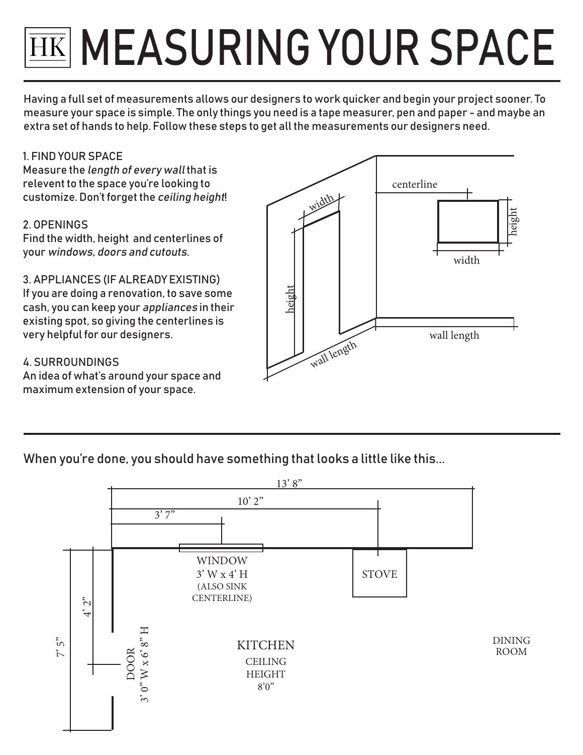# HK MEASURING YOUR SPACE

Having a full set of measurements allows our designers to work quicker and begin your project sooner. To measure your space is simple. The only things you need is a tape measurer, pen and paper - and maybe an extra set of hands to help. Follow these steps to get all the measurements our designers need.

1. FIND YOUR SPACE
Measure the *length of every wall* that is relevent to the space you're looking to customize. Don't forget the *ceiling height*!

2. OPENINGS
Find the width, height and centerlines of your *windows, doors and cutouts*.

3. APPLIANCES (IF ALREADY EXISTING)
If you are doing a renovation, to save some cash, you can keep your *appliances* in their existing spot, so giving the centerlines is very helpful for our designers.

4. SURROUNDINGS
An idea of what's around your space and maximum extension of your space.

width
height
wall length
centerline
height
width
wall length

When you're done, you should have something that looks a little like this...

13' 8"
10' 2"
3' 7"
WINDOW
3' W x 4' H
(ALSO SINK CENTERLINE)
STOVE
4' 2"
7' 5"
DOOR
3' 0" W x 6' 8" H
KITCHEN
CEILING HEIGHT
8'0"
DINING ROOM